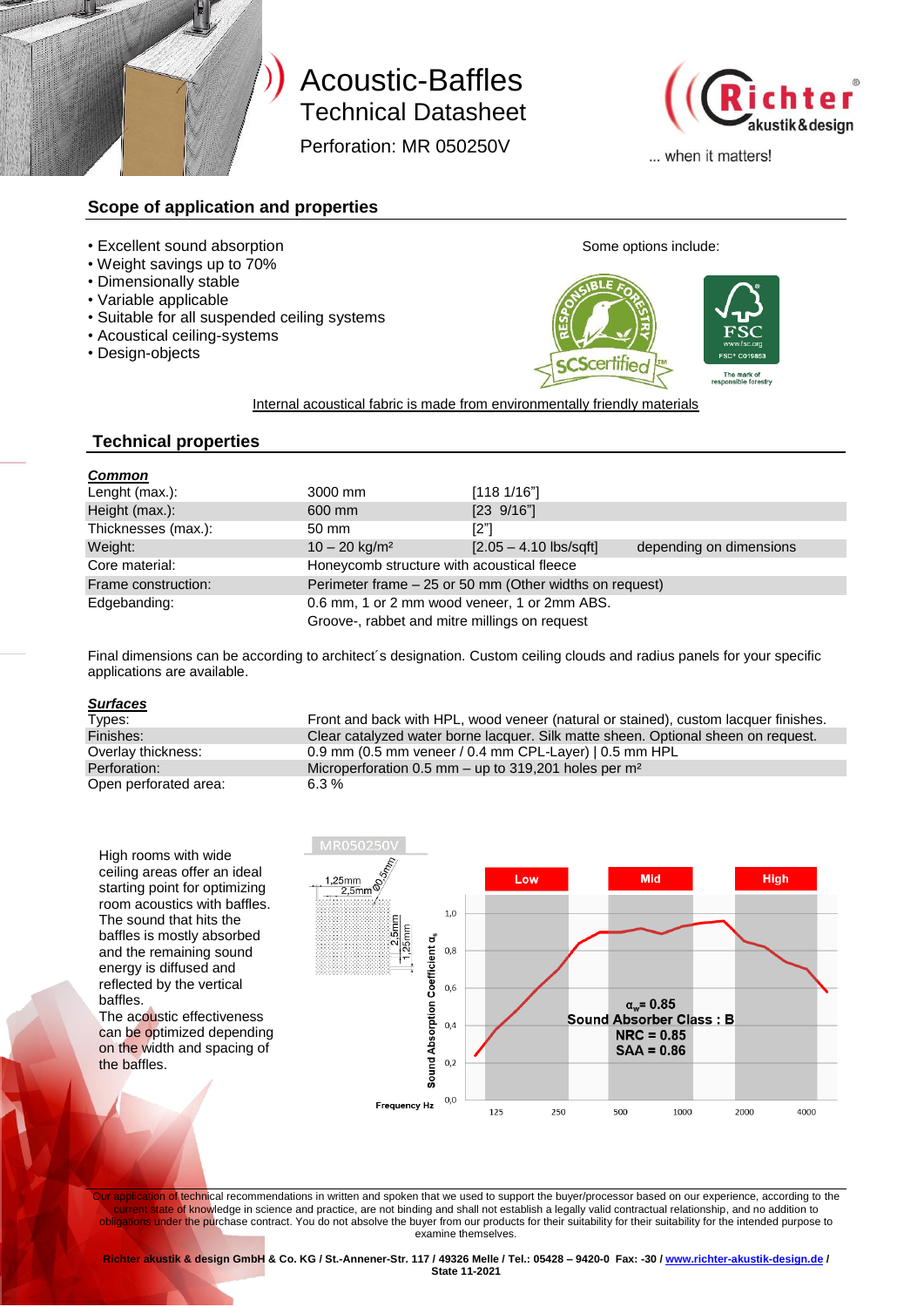# Acoustic-Baffles
## Technical Datasheet

Perforation: MR 050250V

... when it matters!

## Scope of application and properties

- Excellent sound absorption
- Weight savings up to 70%
- Dimensionally stable
- Variable applicable
- Suitable for all suspended ceiling systems
- Acoustical ceiling-systems
- Design-objects

Some options include:

Internal acoustical fabric is made from environmentally friendly materials

## Technical properties

***Common***

| | | | |
|---|---|---|---|
| Lenght (max.): | 3000 mm | [118 1/16"] | |
| Height (max.): | 600 mm | [23 9/16"] | |
| Thicknesses (max.): | 50 mm | [2"] | |
| Weight: | 10 – 20 kg/m² | [2.05 – 4.10 lbs/sqft] | depending on dimensions |
| Core material: | Honeycomb structure with acoustical fleece | | |
| Frame construction: | Perimeter frame – 25 or 50 mm (Other widths on request) | | |
| Edgebanding: | 0.6 mm, 1 or 2 mm wood veneer, 1 or 2mm ABS. | | |
| | Groove-, rabbet and mitre millings on request | | |

Final dimensions can be according to architect´s designation. Custom ceiling clouds and radius panels for your specific applications are available.

***Surfaces***

| | |
|---|---|
| Types: | Front and back with HPL, wood veneer (natural or stained), custom lacquer finishes. |
| Finishes: | Clear catalyzed water borne lacquer. Silk matte sheen. Optional sheen on request. |
| Overlay thickness: | 0.9 mm (0.5 mm veneer / 0.4 mm CPL-Layer) \| 0.5 mm HPL |
| Perforation: | Microperforation 0.5 mm – up to 319,201 holes per m² |
| Open perforated area: | 6.3 % |

High rooms with wide ceiling areas offer an ideal starting point for optimizing room acoustics with baffles. The sound that hits the baffles is mostly absorbed and the remaining sound energy is diffused and reflected by the vertical baffles.
The acoustic effectiveness can be optimized depending on the width and spacing of the baffles.

MR050250V

1,25mm, 2,5mm, Ø0,5mm, 2,5mm, 1,25mm

Low | Mid | High

$\alpha_w$ = 0.85
Sound Absorber Class : B
NRC = 0.85
SAA = 0.86

Sound Absorption Coefficient $\alpha_s$ (0,0 – 1,0)

Frequency Hz: 125, 250, 500, 1000, 2000, 4000

Our application of technical recommendations in written and spoken that we used to support the buyer/processor based on our experience, according to the current state of knowledge in science and practice, are not binding and shall not establish a legally valid contractual relationship, and no addition to obligations under the purchase contract. You do not absolve the buyer from our products for their suitability for their suitability for the intended purpose to examine themselves.

**Richter akustik & design GmbH & Co. KG / St.-Annener-Str. 117 / 49326 Melle / Tel.: 05428 – 9420-0 Fax: -30 / www.richter-akustik-design.de / State 11-2021**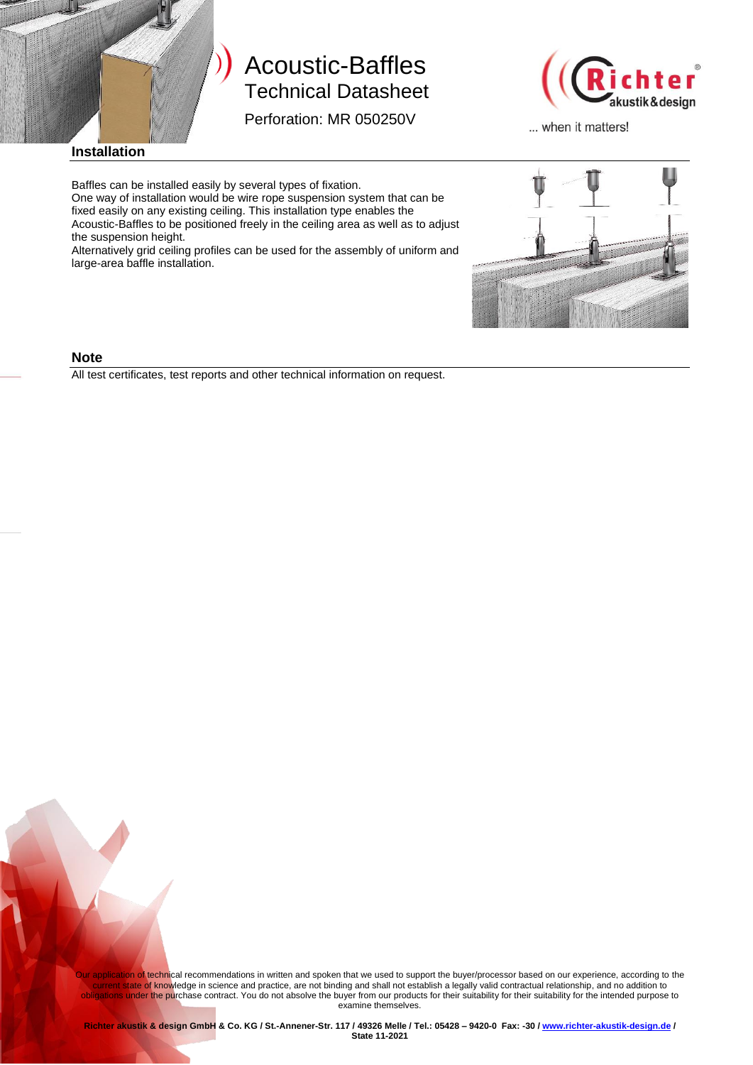# Acoustic-Baffles

## Technical Datasheet

Perforation: MR 050250V

... when it matters!

## Installation

Baffles can be installed easily by several types of fixation.
One way of installation would be wire rope suspension system that can be fixed easily on any existing ceiling. This installation type enables the Acoustic-Baffles to be positioned freely in the ceiling area as well as to adjust the suspension height.
Alternatively grid ceiling profiles can be used for the assembly of uniform and large-area baffle installation.

## Note

All test certificates, test reports and other technical information on request.

Our application of technical recommendations in written and spoken that we used to support the buyer/processor based on our experience, according to the current state of knowledge in science and practice, are not binding and shall not establish a legally valid contractual relationship, and no addition to obligations under the purchase contract. You do not absolve the buyer from our products for their suitability for their suitability for the intended purpose to examine themselves.

**Richter akustik & design GmbH & Co. KG / St.-Annener-Str. 117 / 49326 Melle / Tel.: 05428 – 9420-0 Fax: -30 / www.richter-akustik-design.de / State 11-2021**